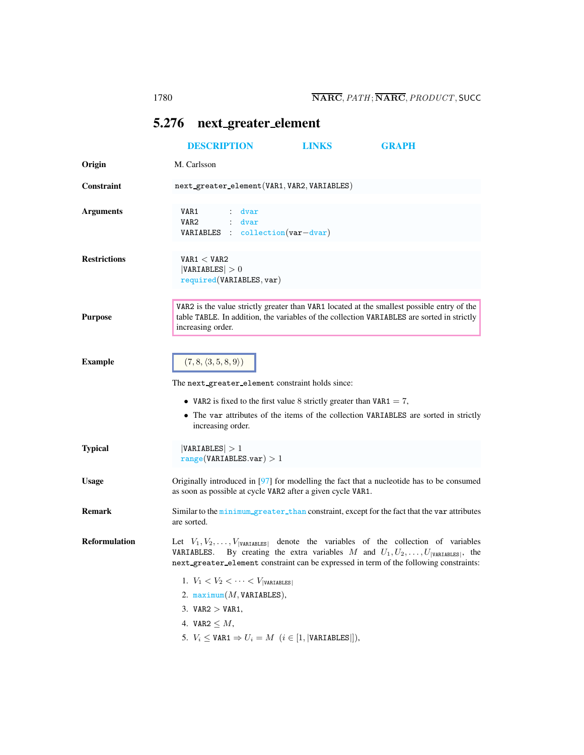# 5.276 next_greater_element

DESCRIPTION LINKS GRAPH

**Origin**

M. Carlsson

**Constraint**

next_greater_element(VAR1, VAR2, VARIABLES)

**Arguments**

```
VARIABLES : collection(var−dvar)
VAR1      : dvar
VAR2      : dvar
```

**Restrictions**

VAR1 $<$ VAR2
$|$VARIABLES$| > 0$
required(VARIABLES, var)

**Purpose**

VAR2 is the value strictly greater than VAR1 located at the smallest possible entry of the table TABLE. In addition, the variables of the collection VARIABLES are sorted in strictly increasing order.

**Example**

$(7, 8, \langle 3, 5, 8, 9\rangle)$

The next_greater_element constraint holds since:

- VAR2 is fixed to the first value 8 strictly greater than VAR1 $= 7$,
- The var attributes of the items of the collection VARIABLES are sorted in strictly increasing order.

**Typical**

$|$VARIABLES$| > 1$
range(VARIABLES.var) $> 1$

**Usage**

Originally introduced in [97] for modelling the fact that a nucleotide has to be consumed as soon as possible at cycle VAR2 after a given cycle VAR1.

**Remark**

Similar to the minimum_greater_than constraint, except for the fact that the var attributes are sorted.

**Reformulation**

Let $V_1, V_2, \ldots, V_{|\texttt{VARIABLES}|}$ denote the variables of the collection of variables VARIABLES. By creating the extra variables $M$ and $U_1, U_2, \ldots, U_{|\texttt{VARIABLES}|}$, the next_greater_element constraint can be expressed in term of the following constraints:

1. $V_1 < V_2 < \cdots < V_{|\texttt{VARIABLES}|}$
2. maximum($M$, VARIABLES),
3. VAR2 $>$ VAR1,
4. VAR2 $\leq M$,
5. $V_i \leq$ VAR1 $\Rightarrow U_i = M$ $\ (i \in [1, |\texttt{VARIABLES}|])$,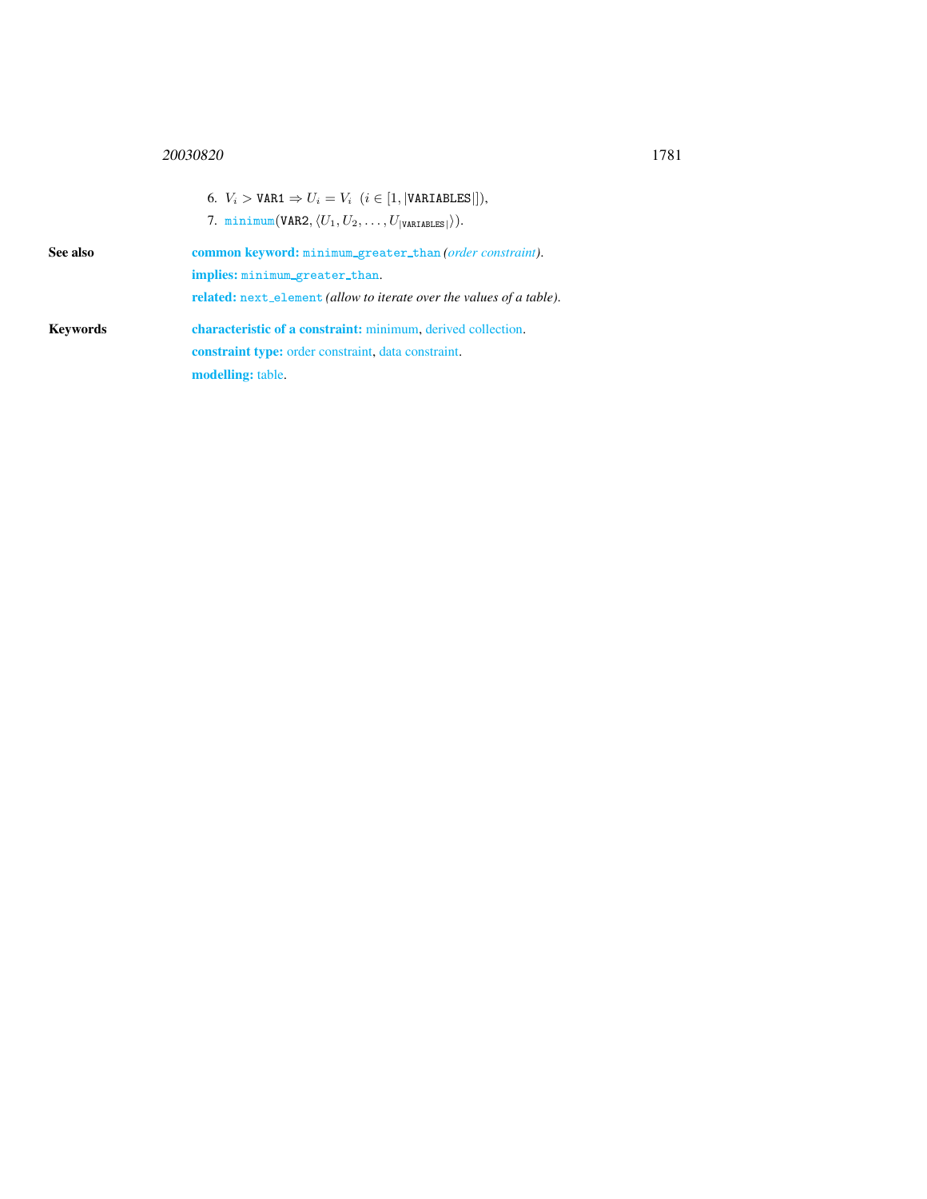6. $V_i > \texttt{VAR1} \Rightarrow U_i = V_i \;\; (i \in [1, |\texttt{VARIABLES}|])$,
7. minimum$(\texttt{VAR2}, \langle U_1, U_2, \ldots, U_{|\texttt{VARIABLES}|} \rangle)$.

**See also**

**common keyword:** `minimum_greater_than` *(order constraint)*.

**implies:** `minimum_greater_than`.

**related:** `next_element` *(allow to iterate over the values of a table)*.

**Keywords**

**characteristic of a constraint:** minimum, derived collection.

**constraint type:** order constraint, data constraint.

**modelling:** table.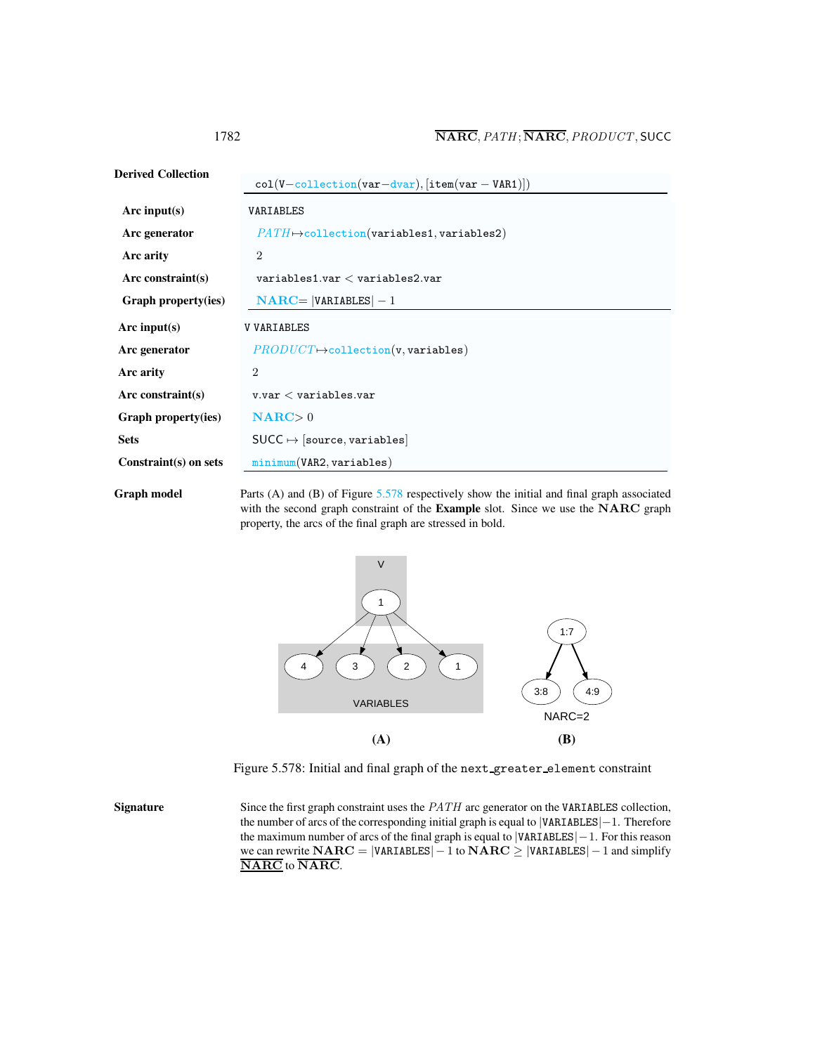**Derived Collection** col(V−collection(var−dvar), [item(var − VAR1)])

| | |
|---|---|
| **Arc input(s)** | VARIABLES |
| **Arc generator** | *PATH* ↦ collection(variables1, variables2) |
| **Arc arity** | 2 |
| **Arc constraint(s)** | variables1.var < variables2.var |
| **Graph property(ies)** | **NARC** = \|VARIABLES\| − 1 |

| | |
|---|---|
| **Arc input(s)** | V VARIABLES |
| **Arc generator** | *PRODUCT* ↦ collection(v, variables) |
| **Arc arity** | 2 |
| **Arc constraint(s)** | v.var < variables.var |
| **Graph property(ies)** | **NARC** > 0 |
| **Sets** | SUCC ↦ [source, variables] |
| **Constraint(s) on sets** | minimum(VAR2, variables) |

**Graph model**

Parts (A) and (B) of Figure 5.578 respectively show the initial and final graph associated with the second graph constraint of the **Example** slot. Since we use the **NARC** graph property, the arcs of the final graph are stressed in bold.

Figure 5.578: Initial and final graph of the next_greater_element constraint

**Signature**

Since the first graph constraint uses the *PATH* arc generator on the VARIABLES collection, the number of arcs of the corresponding initial graph is equal to $|\text{VARIABLES}| - 1$. Therefore the maximum number of arcs of the final graph is equal to $|\text{VARIABLES}| - 1$. For this reason we can rewrite $\mathbf{NARC} = |\text{VARIABLES}| - 1$ to $\mathbf{NARC} \geq |\text{VARIABLES}| - 1$ and simplify $\underline{\overline{\mathbf{NARC}}}$ to $\overline{\mathbf{NARC}}$.